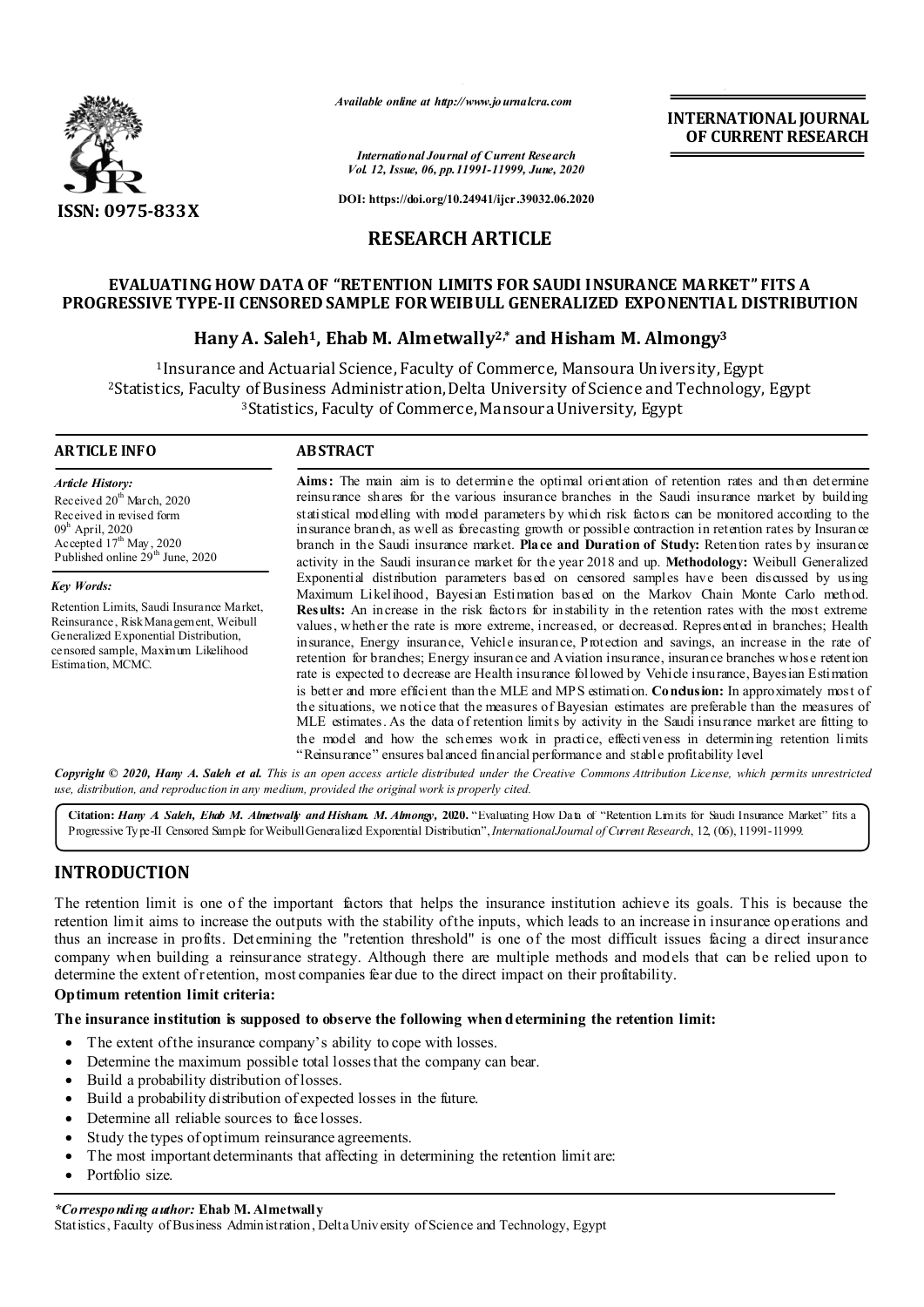ISSN: 0975-833X

*Available online at http://www.journalcra.com*

*International Journal of Current Research*
*Vol. 12, Issue, 06, pp.11991-11999, June, 2020*

**DOI: https://doi.org/10.24941/ijcr.39032.06.2020**

**INTERNATIONAL JOURNAL OF CURRENT RESEARCH**

## RESEARCH ARTICLE

# EVALUATING HOW DATA OF "RETENTION LIMITS FOR SAUDI INSURANCE MARKET" FITS A PROGRESSIVE TYPE-II CENSORED SAMPLE FOR WEIBULL GENERALIZED EXPONENTIAL DISTRIBUTION

**Hany A. Saleh[1], Ehab M. Almetwally[2,*] and Hisham M. Almongy[3]**

[1]Insurance and Actuarial Science, Faculty of Commerce, Mansoura University, Egypt
[2]Statistics, Faculty of Business Administration, Delta University of Science and Technology, Egypt
[3]Statistics, Faculty of Commerce, Mansoura University, Egypt

### ARTICLE INFO

*Article History:*
Received 20th March, 2020
Received in revised form 09th April, 2020
Accepted 17th May, 2020
Published online 29th June, 2020

*Key Words:*
Retention Limits, Saudi Insurance Market, Reinsurance, Risk Management, Weibull Generalized Exponential Distribution, censored sample, Maximum Likelihood Estimation, MCMC.

### ABSTRACT

**Aims:** The main aim is to determine the optimal orientation of retention rates and then determine reinsurance shares for the various insurance branches in the Saudi insurance market by building statistical modelling with model parameters by which risk factors can be monitored according to the insurance branch, as well as forecasting growth or possible contraction in retention rates by Insurance branch in the Saudi insurance market. **Place and Duration of Study:** Retention rates by insurance activity in the Saudi insurance market for the year 2018 and up. **Methodology:** Weibull Generalized Exponential distribution parameters based on censored samples have been discussed by using Maximum Likelihood, Bayesian Estimation based on the Markov Chain Monte Carlo method. **Results:** An increase in the risk factors for instability in the retention rates with the most extreme values, whether the rate is more extreme, increased, or decreased. Represented in branches; Health insurance, Energy insurance, Vehicle insurance, Protection and savings, an increase in the rate of retention for branches; Energy insurance and Aviation insurance, insurance branches whose retention rate is expected to decrease are Health insurance followed by Vehicle insurance, Bayesian Estimation is better and more efficient than the MLE and MPS estimation. **Conclusion:** In approximately most of the situations, we notice that the measures of Bayesian estimates are preferable than the measures of MLE estimates. As the data of retention limits by activity in the Saudi insurance market are fitting to the model and how the schemes work in practice, effectiveness in determining retention limits "Reinsurance" ensures balanced financial performance and stable profitability level

***Copyright © 2020, Hany A. Saleh et al.*** *This is an open access article distributed under the Creative Commons Attribution License, which permits unrestricted use, distribution, and reproduction in any medium, provided the original work is properly cited.*

**Citation:** ***Hany A Saleh, Ehab M. Almetwally and Hisham. M. Almongy,*** **2020.** "Evaluating How Data of "Retention Limits for Saudi Insurance Market" fits a Progressive Type-II Censored Sample for Weibull Generalized Exponential Distribution", *International Journal of Current Research*, 12, (06), 11991-11999.

## INTRODUCTION

The retention limit is one of the important factors that helps the insurance institution achieve its goals. This is because the retention limit aims to increase the outputs with the stability of the inputs, which leads to an increase in insurance operations and thus an increase in profits. Determining the "retention threshold" is one of the most difficult issues facing a direct insurance company when building a reinsurance strategy. Although there are multiple methods and models that can be relied upon to determine the extent of retention, most companies fear due to the direct impact on their profitability.

**Optimum retention limit criteria:**

**The insurance institution is supposed to observe the following when determining the retention limit:**

- The extent of the insurance company's ability to cope with losses.
- Determine the maximum possible total losses that the company can bear.
- Build a probability distribution of losses.
- Build a probability distribution of expected losses in the future.
- Determine all reliable sources to face losses.
- Study the types of optimum reinsurance agreements.
- The most important determinants that affecting in determining the retention limit are:
- Portfolio size.

***Corresponding author:*** **Ehab M. Almetwally**
Statistics, Faculty of Business Administration, Delta University of Science and Technology, Egypt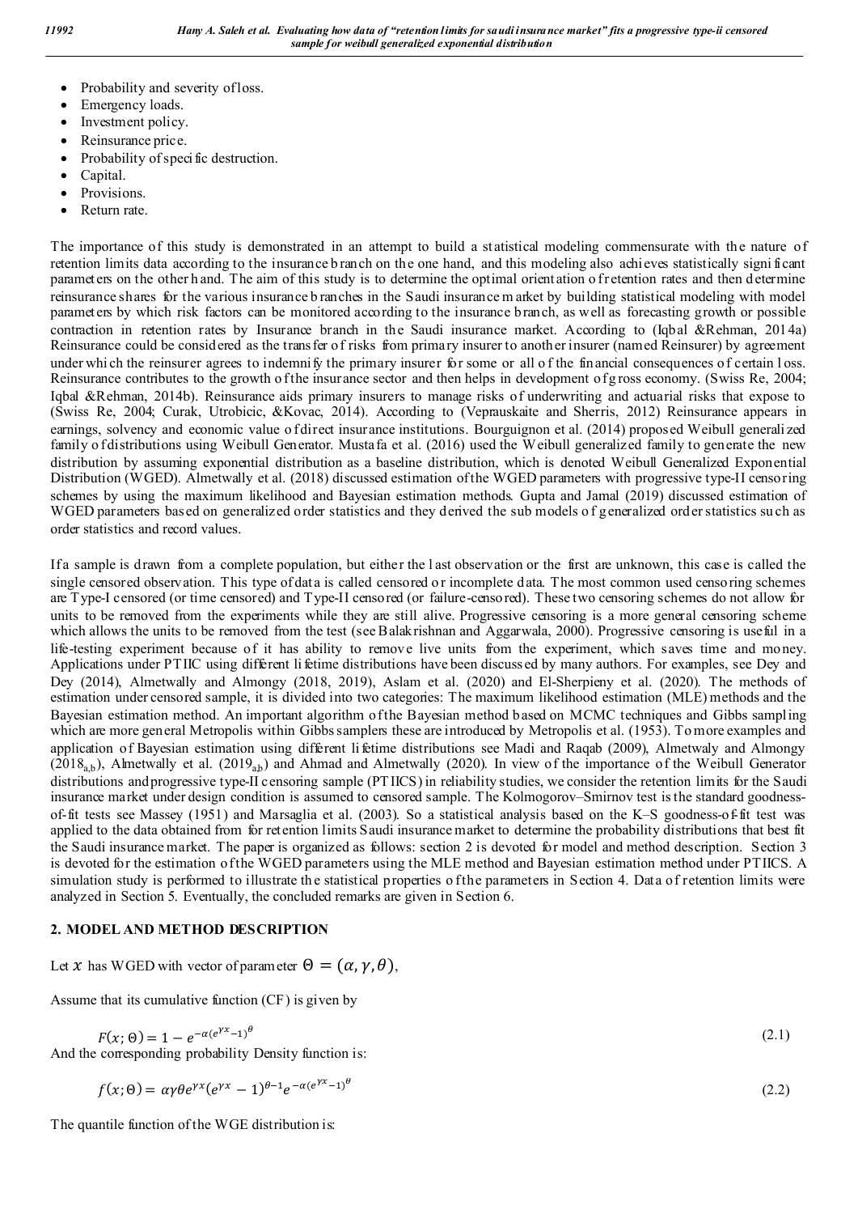- Probability and severity of loss.
- Emergency loads.
- Investment policy.
- Reinsurance price.
- Probability of specific destruction.
- Capital.
- Provisions.
- Return rate.

The importance of this study is demonstrated in an attempt to build a statistical modeling commensurate with the nature of retention limits data according to the insurance branch on the one hand, and this modeling also achieves statistically significant parameters on the other hand. The aim of this study is to determine the optimal orientation of retention rates and then determine reinsurance shares for the various insurance branches in the Saudi insurance market by building statistical modeling with model parameters by which risk factors can be monitored according to the insurance branch, as well as forecasting growth or possible contraction in retention rates by Insurance branch in the Saudi insurance market. According to (Iqbal &Rehman, 2014a) Reinsurance could be considered as the transfer of risks from primary insurer to another insurer (named Reinsurer) by agreement under which the reinsurer agrees to indemnify the primary insurer for some or all of the financial consequences of certain loss. Reinsurance contributes to the growth of the insurance sector and then helps in development of gross economy. (Swiss Re, 2004; Iqbal &Rehman, 2014b). Reinsurance aids primary insurers to manage risks of underwriting and actuarial risks that expose to (Swiss Re, 2004; Curak, Utrobicic, &Kovac, 2014). According to (Veprauskaite and Sherris, 2012) Reinsurance appears in earnings, solvency and economic value of direct insurance institutions. Bourguignon et al. (2014) proposed Weibull generalized family of distributions using Weibull Generator. Mustafa et al. (2016) used the Weibull generalized family to generate the new distribution by assuming exponential distribution as a baseline distribution, which is denoted Weibull Generalized Exponential Distribution (WGED). Almetwally et al. (2018) discussed estimation of the WGED parameters with progressive type-II censoring schemes by using the maximum likelihood and Bayesian estimation methods. Gupta and Jamal (2019) discussed estimation of WGED parameters based on generalized order statistics and they derived the sub models of generalized order statistics such as order statistics and record values.

If a sample is drawn from a complete population, but either the last observation or the first are unknown, this case is called the single censored observation. This type of data is called censored or incomplete data. The most common used censoring schemes are Type-I censored (or time censored) and Type-II censored (or failure-censored). These two censoring schemes do not allow for units to be removed from the experiments while they are still alive. Progressive censoring is a more general censoring scheme which allows the units to be removed from the test (see Balakrishnan and Aggarwala, 2000). Progressive censoring is useful in a life-testing experiment because of it has ability to remove live units from the experiment, which saves time and money. Applications under PTIIC using different lifetime distributions have been discussed by many authors. For examples, see Dey and Dey (2014), Almetwally and Almongy (2018, 2019), Aslam et al. (2020) and El-Sherpieny et al. (2020). The methods of estimation under censored sample, it is divided into two categories: The maximum likelihood estimation (MLE) methods and the Bayesian estimation method. An important algorithm of the Bayesian method based on MCMC techniques and Gibbs sampling which are more general Metropolis within Gibbs samplers these are introduced by Metropolis et al. (1953). To more examples and application of Bayesian estimation using different lifetime distributions see Madi and Raqab (2009), Almetwaly and Almongy ($2018_{a,b}$), Almetwally et al. ($2019_{a,b}$) and Ahmad and Almetwally (2020). In view of the importance of the Weibull Generator distributions and progressive type-II censoring sample (PTIICS) in reliability studies, we consider the retention limits for the Saudi insurance market under design condition is assumed to censored sample. The Kolmogorov–Smirnov test is the standard goodness-of-fit tests see Massey (1951) and Marsaglia et al. (2003). So a statistical analysis based on the K–S goodness-of-fit test was applied to the data obtained from for retention limits Saudi insurance market to determine the probability distributions that best fit the Saudi insurance market. The paper is organized as follows: section 2 is devoted for model and method description. Section 3 is devoted for the estimation of the WGED parameters using the MLE method and Bayesian estimation method under PTIICS. A simulation study is performed to illustrate the statistical properties of the parameters in Section 4. Data of retention limits were analyzed in Section 5. Eventually, the concluded remarks are given in Section 6.

## 2. MODEL AND METHOD DESCRIPTION

Let $x$ has WGED with vector of parameter $\Theta = (\alpha, \gamma, \theta)$,

Assume that its cumulative function (CF) is given by

$$F(x;\Theta) = 1 - e^{-\alpha(e^{\gamma x}-1)^{\theta}} \tag{2.1}$$

And the corresponding probability Density function is:

$$f(x;\Theta) = \alpha\gamma\theta e^{\gamma x}(e^{\gamma x}-1)^{\theta-1}e^{-\alpha(e^{\gamma x}-1)^{\theta}} \tag{2.2}$$

The quantile function of the WGE distribution is: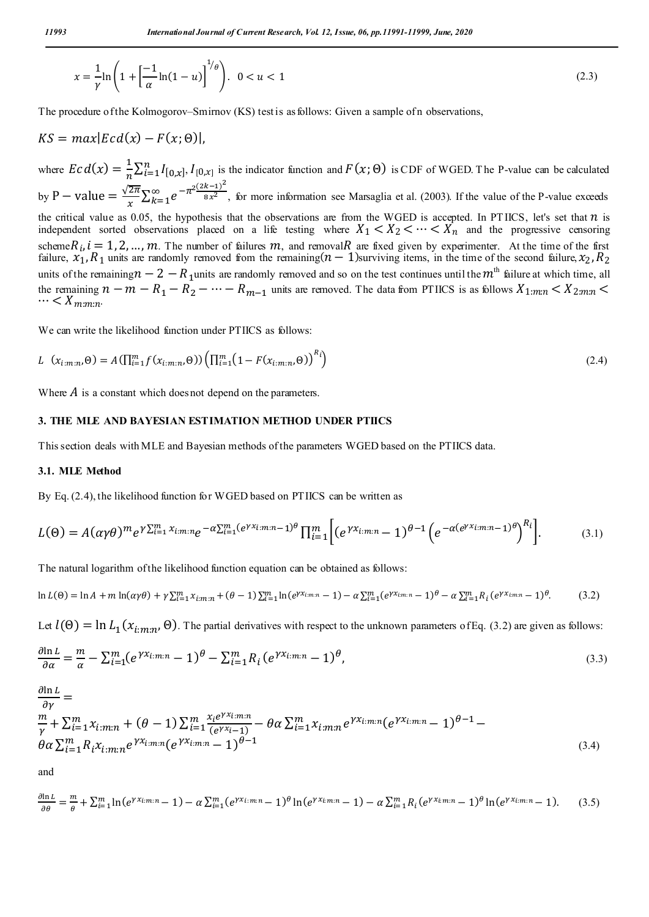$$x = \frac{1}{\gamma}\ln\left(1 + \left[\frac{-1}{\alpha}\ln(1-u)\right]^{1/\theta}\right). \quad 0 < u < 1 \tag{2.3}$$

The procedure of the Kolmogorov–Smirnov (KS) test is as follows: Given a sample of n observations,

$$KS = max|Ecd(x) - F(x;\Theta)|,$$

where $Ecd(x) = \frac{1}{n}\sum_{i=1}^{n} I_{[0,x]}$, $I_{[0,x]}$ is the indicator function and $F(x;\Theta)$ is CDF of WGED. The P-value can be calculated by $\text{P} - \text{value} = \frac{\sqrt{2\pi}}{x}\sum_{k=1}^{\infty} e^{-\pi^2\frac{(2k-1)^2}{8x^2}}$, for more information see Marsaglia et al. (2003). If the value of the P-value exceeds the critical value as 0.05, the hypothesis that the observations are from the WGED is accepted. In PTIICS, let's set that $n$ is independent sorted observations placed on a life testing where $X_1 < X_2 < \cdots < X_n$ and the progressive censoring scheme $R_i, i = 1,2,\ldots,m$. The number of failures $m$, and removal $R$ are fixed given by experimenter. At the time of the first failure, $x_1, R_1$ units are randomly removed from the remaining $(n-1)$ surviving items, in the time of the second failure, $x_2, R_2$ units of the remaining $n - 2 - R_1$ units are randomly removed and so on the test continues until the $m^{\text{th}}$ failure at which time, all the remaining $n - m - R_1 - R_2 - \cdots - R_{m-1}$ units are removed. The data from PTIICS is as follows $X_{1:m:n} < X_{2:m:n} < \cdots < X_{m:m:n}$.

We can write the likelihood function under PTIICS as follows:

$$L\ (x_{i:m:n},\Theta) = A\left(\prod_{i=1}^{m} f(x_{i:m:n},\Theta)\right)\left(\prod_{i=1}^{m}\left(1 - F(x_{i:m:n},\Theta)\right)^{R_i}\right) \tag{2.4}$$

Where $A$ is a constant which does not depend on the parameters.

## 3. THE MLE AND BAYESIAN ESTIMATION METHOD UNDER PTIICS

This section deals with MLE and Bayesian methods of the parameters WGED based on the PTIICS data.

### 3.1. MLE Method

By Eq. (2.4), the likelihood function for WGED based on PTIICS can be written as

$$L(\Theta) = A(\alpha\gamma\theta)^m e^{\gamma\sum_{i=1}^{m} x_{i:m:n}} e^{-\alpha\sum_{i=1}^{m}(e^{\gamma x_{i:m:n}}-1)^\theta} \prod_{i=1}^{m}\left[(e^{\gamma x_{i:m:n}} - 1)^{\theta-1}\left(e^{-\alpha(e^{\gamma x_{i:m:n}}-1)^\theta}\right)^{R_i}\right]. \tag{3.1}$$

The natural logarithm of the likelihood function equation can be obtained as follows:

$$\ln L(\Theta) = \ln A + m\ln(\alpha\gamma\theta) + \gamma\sum_{i=1}^{m} x_{i:m:n} + (\theta-1)\sum_{i=1}^{m}\ln(e^{\gamma x_{i:m:n}} - 1) - \alpha\sum_{i=1}^{m}(e^{\gamma x_{i:m:n}} - 1)^\theta - \alpha\sum_{i=1}^{m} R_i(e^{\gamma x_{i:m:n}} - 1)^\theta. \tag{3.2}$$

Let $l(\Theta) = \ln L_1(x_{i:m:n},\Theta)$. The partial derivatives with respect to the unknown parameters of Eq. (3.2) are given as follows:

$$\frac{\partial \ln L}{\partial \alpha} = \frac{m}{\alpha} - \sum_{i=1}^{m}(e^{\gamma x_{i:m:n}} - 1)^\theta - \sum_{i=1}^{m} R_i(e^{\gamma x_{i:m:n}} - 1)^\theta, \tag{3.3}$$

$$\frac{\partial \ln L}{\partial \gamma} = \frac{m}{\gamma} + \sum_{i=1}^{m} x_{i:m:n} + (\theta-1)\sum_{i=1}^{m}\frac{x_i e^{\gamma x_{i:m:n}}}{(e^{\gamma x_i} - 1)} - \theta\alpha\sum_{i=1}^{m} x_{i:m:n} e^{\gamma x_{i:m:n}}(e^{\gamma x_{i:m:n}} - 1)^{\theta-1} - \theta\alpha\sum_{i=1}^{m} R_i x_{i:m:n} e^{\gamma x_{i:m:n}}(e^{\gamma x_{i:m:n}} - 1)^{\theta-1} \tag{3.4}$$

and

$$\frac{\partial \ln L}{\partial \theta} = \frac{m}{\theta} + \sum_{i=1}^{m}\ln(e^{\gamma x_{i:m:n}} - 1) - \alpha\sum_{i=1}^{m}(e^{\gamma x_{i:m:n}} - 1)^\theta \ln(e^{\gamma x_{i:m:n}} - 1) - \alpha\sum_{i=1}^{m} R_i(e^{\gamma x_{i:m:n}} - 1)^\theta \ln(e^{\gamma x_{i:m:n}} - 1). \tag{3.5}$$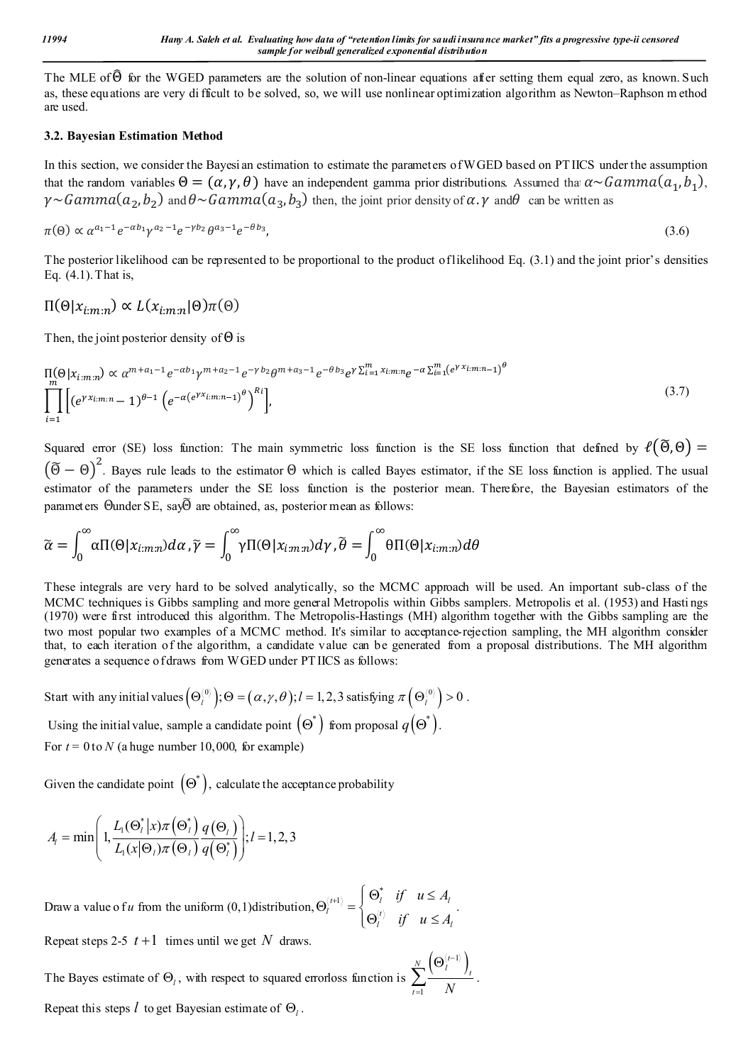The MLE of $\widehat{\Theta}$ for the WGED parameters are the solution of non-linear equations after setting them equal zero, as known. Such as, these equations are very difficult to be solved, so, we will use nonlinear optimization algorithm as Newton–Raphson method are used.

### 3.2. Bayesian Estimation Method

In this section, we consider the Bayesian estimation to estimate the parameters of WGED based on PTIICS under the assumption that the random variables $\Theta = (\alpha, \gamma, \theta)$ have an independent gamma prior distributions. Assumed that $\alpha \sim Gamma(a_1, b_1)$, $\gamma \sim Gamma(a_2, b_2)$ and $\theta \sim Gamma(a_3, b_3)$ then, the joint prior density of $\alpha.\gamma$ and $\theta$ can be written as

$$\pi(\Theta) \propto \alpha^{a_1-1} e^{-\alpha b_1} \gamma^{a_2-1} e^{-\gamma b_2} \theta^{a_3-1} e^{-\theta b_3}, \tag{3.6}$$

The posterior likelihood can be represented to be proportional to the product of likelihood Eq. (3.1) and the joint prior's densities Eq. (4.1). That is,

$$\Pi(\Theta|x_{i:m:n}) \propto L(x_{i:m:n}|\Theta)\pi(\Theta)$$

Then, the joint posterior density of $\Theta$ is

$$\Pi(\Theta|x_{i:m:n}) \propto \alpha^{m+a_1-1} e^{-\alpha b_1} \gamma^{m+a_2-1} e^{-\gamma b_2} \theta^{m+a_3-1} e^{-\theta b_3} e^{\gamma \sum_{i=1}^{m} x_{i:m:n}} e^{-\alpha \sum_{i=1}^{m} (e^{\gamma x_{i:m:n}}-1)^{\theta}} \prod_{i=1}^{m} \left[ (e^{\gamma x_{i:m:n}} - 1)^{\theta-1} \left( e^{-\alpha (e^{\gamma x_{i:m:n}}-1)^{\theta}} \right)^{Ri} \right], \tag{3.7}$$

Squared error (SE) loss function: The main symmetric loss function is the SE loss function that defined by $\ell(\widetilde{\Theta}, \Theta) = (\widetilde{\Theta} - \Theta)^2$. Bayes rule leads to the estimator $\Theta$ which is called Bayes estimator, if the SE loss function is applied. The usual estimator of the parameters under the SE loss function is the posterior mean. Therefore, the Bayesian estimators of the parameters $\Theta$ under SE, say $\widetilde{\Theta}$ are obtained, as, posterior mean as follows:

$$\widetilde{\alpha} = \int_0^{\infty} \alpha \Pi(\Theta|x_{i:m:n}) d\alpha, \widetilde{\gamma} = \int_0^{\infty} \gamma \Pi(\Theta|x_{i:m:n}) d\gamma, \widetilde{\theta} = \int_0^{\infty} \theta \Pi(\Theta|x_{i:m:n}) d\theta$$

These integrals are very hard to be solved analytically, so the MCMC approach will be used. An important sub-class of the MCMC techniques is Gibbs sampling and more general Metropolis within Gibbs samplers. Metropolis et al. (1953) and Hastings (1970) were first introduced this algorithm. The Metropolis-Hastings (MH) algorithm together with the Gibbs sampling are the two most popular two examples of a MCMC method. It's similar to acceptance-rejection sampling, the MH algorithm consider that, to each iteration of the algorithm, a candidate value can be generated from a proposal distributions. The MH algorithm generates a sequence of draws from WGED under PTIICS as follows:

Start with any initial values $\left(\Theta_l^{(0)}\right); \Theta = (\alpha, \gamma, \theta); l = 1,2,3$ satisfying $\pi\left(\Theta_l^{(0)}\right) > 0$.

Using the initial value, sample a candidate point $\left(\Theta^*\right)$ from proposal $q\left(\Theta^*\right)$.

For $t = 0$ to $N$ (a huge number 10,000, for example)

Given the candidate point $\left(\Theta^*\right)$, calculate the acceptance probability

$$A_l = \min\left(1, \frac{L_1(\Theta_l^*|x)\pi\left(\Theta_l^*\right)}{L_1(x|\Theta_l)\pi\left(\Theta_l\right)} \frac{q\left(\Theta_l\right)}{q\left(\Theta_l^*\right)}\right); l = 1,2,3$$

Draw a value of $u$ from the uniform (0,1)distribution, $\Theta_l^{(t+1)} = \begin{cases} \Theta_l^* & if \quad u \le A_l \\ \Theta_l^{(t)} & if \quad u \le A_l \end{cases}$.

Repeat steps 2-5 $t+1$ times until we get $N$ draws.

The Bayes estimate of $\Theta_l$, with respect to squared errorloss function is $\sum_{t=1}^{N} \frac{\left(\Theta_l^{(t-1)}\right)_t}{N}$.

Repeat this steps $l$ to get Bayesian estimate of $\Theta_l$.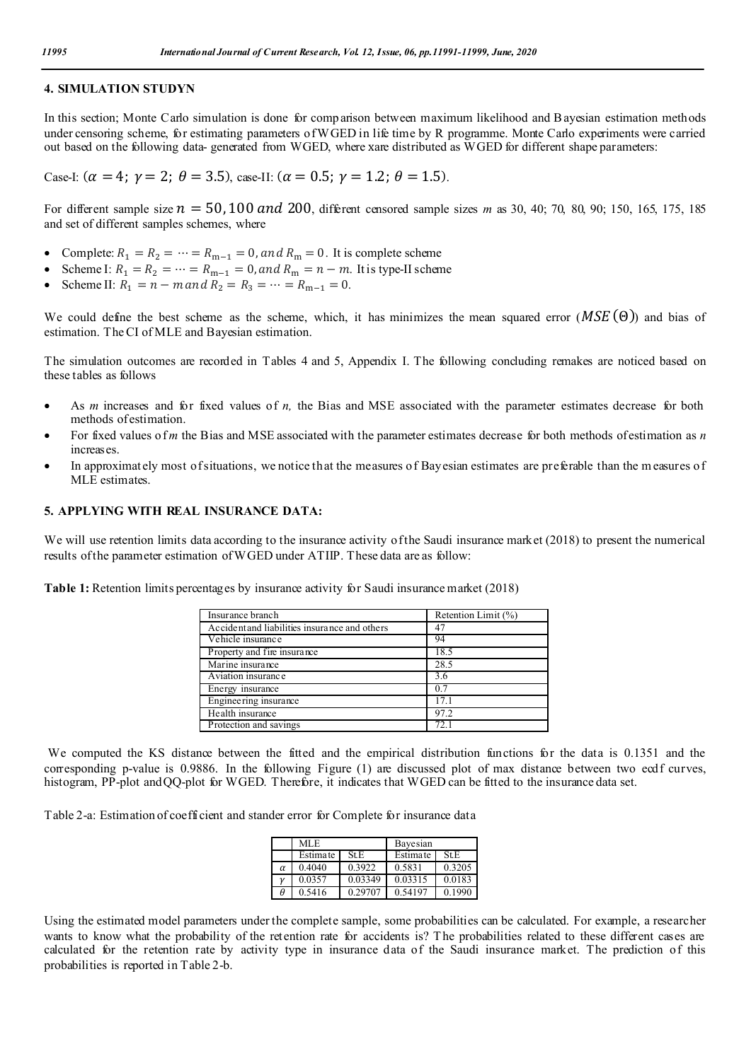## 4. SIMULATION STUDYN

In this section; Monte Carlo simulation is done for comparison between maximum likelihood and Bayesian estimation methods under censoring scheme, for estimating parameters of WGED in life time by R programme. Monte Carlo experiments were carried out based on the following data- generated from WGED, where xare distributed as WGED for different shape parameters:

Case-I: ($\alpha = 4;\ \gamma = 2;\ \theta = 3.5$), case-II: ($\alpha = 0.5;\ \gamma = 1.2;\ \theta = 1.5$).

For different sample size $n = 50, 100\ and\ 200$, different censored sample sizes *m* as 30, 40; 70, 80, 90; 150, 165, 175, 185 and set of different samples schemes, where

- Complete: $R_1 = R_2 = \cdots = R_{m-1} = 0, and\ R_m = 0$. It is complete scheme
- Scheme I: $R_1 = R_2 = \cdots = R_{m-1} = 0, and\ R_m = n - m$. It is type-II scheme
- Scheme II: $R_1 = n - m\, and\ R_2 = R_3 = \cdots = R_{m-1} = 0$.

We could define the best scheme as the scheme, which, it has minimizes the mean squared error ($MSE\,(\Theta)$) and bias of estimation. The CI of MLE and Bayesian estimation.

The simulation outcomes are recorded in Tables 4 and 5, Appendix I. The following concluding remakes are noticed based on these tables as follows

- As *m* increases and for fixed values of *n,* the Bias and MSE associated with the parameter estimates decrease for both methods of estimation.
- For fixed values of *m* the Bias and MSE associated with the parameter estimates decrease for both methods of estimation as *n* increases.
- In approximately most of situations, we notice that the measures of Bayesian estimates are preferable than the measures of MLE estimates.

## 5. APPLYING WITH REAL INSURANCE DATA:

We will use retention limits data according to the insurance activity of the Saudi insurance market (2018) to present the numerical results of the parameter estimation of WGED under ATIIP. These data are as follow:

**Table 1:** Retention limits percentages by insurance activity for Saudi insurance market (2018)

| Insurance branch | Retention Limit (%) |
|---|---|
| Accident and liabilities insurance and others | 47 |
| Vehicle insurance | 94 |
| Property and fire insurance | 18.5 |
| Marine insurance | 28.5 |
| Aviation insurance | 3.6 |
| Energy insurance | 0.7 |
| Engineering insurance | 17.1 |
| Health insurance | 97.2 |
| Protection and savings | 72.1 |

We computed the KS distance between the fitted and the empirical distribution functions for the data is 0.1351 and the corresponding p-value is 0.9886. In the following Figure (1) are discussed plot of max distance between two ecdf curves, histogram, PP-plot and QQ-plot for WGED. Therefore, it indicates that WGED can be fitted to the insurance data set.

Table 2-a: Estimation of coefficient and stander error for Complete for insurance data

| | MLE | | Bayesian | |
|---|---|---|---|---|
| | Estimate | St.E | Estimate | St.E |
| $\alpha$ | 0.4040 | 0.3922 | 0.5831 | 0.3205 |
| $\gamma$ | 0.0357 | 0.03349 | 0.03315 | 0.0183 |
| $\theta$ | 0.5416 | 0.29707 | 0.54197 | 0.1990 |

Using the estimated model parameters under the complete sample, some probabilities can be calculated. For example, a researcher wants to know what the probability of the retention rate for accidents is? The probabilities related to these different cases are calculated for the retention rate by activity type in insurance data of the Saudi insurance market. The prediction of this probabilities is reported in Table 2-b.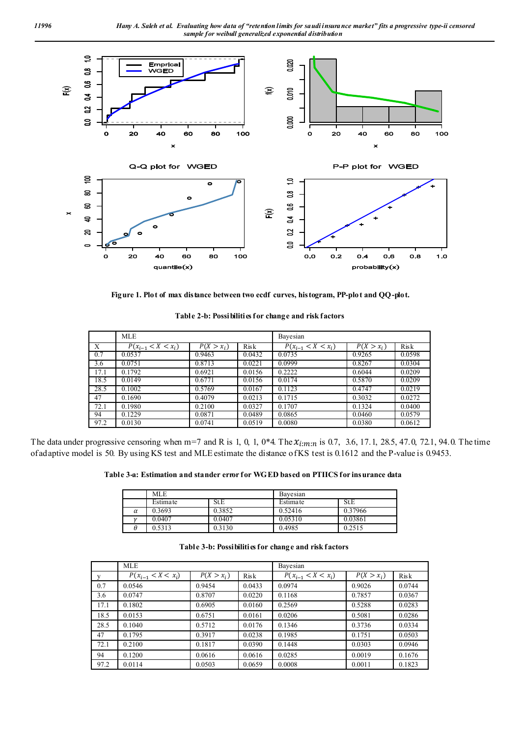Figure 1. Plot of max distance between two ecdf curves, histogram, PP-plot and QQ-plot.

**Table 2-b: Possibilities for change and risk factors**

| | MLE | | | Bayesian | | |
|---|---|---|---|---|---|---|
| X | $P(x_{i-1} < X < x_i)$ | $P(X > x_i)$ | Risk | $P(x_{i-1} < X < x_i)$ | $P(X > x_i)$ | Risk |
| 0.7 | 0.0537 | 0.9463 | 0.0432 | 0.0735 | 0.9265 | 0.0598 |
| 3.6 | 0.0751 | 0.8713 | 0.0221 | 0.0999 | 0.8267 | 0.0304 |
| 17.1 | 0.1792 | 0.6921 | 0.0156 | 0.2222 | 0.6044 | 0.0209 |
| 18.5 | 0.0149 | 0.6771 | 0.0156 | 0.0174 | 0.5870 | 0.0209 |
| 28.5 | 0.1002 | 0.5769 | 0.0167 | 0.1123 | 0.4747 | 0.0219 |
| 47 | 0.1690 | 0.4079 | 0.0213 | 0.1715 | 0.3032 | 0.0272 |
| 72.1 | 0.1980 | 0.2100 | 0.0327 | 0.1707 | 0.1324 | 0.0400 |
| 94 | 0.1229 | 0.0871 | 0.0489 | 0.0865 | 0.0460 | 0.0579 |
| 97.2 | 0.0130 | 0.0741 | 0.0519 | 0.0080 | 0.0380 | 0.0612 |

The data under progressive censoring when m=7 and R is 1, 0, 1, 0*4. The $x_{i:m:n}$ is 0.7, 3.6, 17.1, 28.5, 47.0, 72.1, 94.0. The time of adaptive model is 50. By using KS test and MLE estimate the distance of KS test is 0.1612 and the P-value is 0.9453.

**Table 3-a: Estimation and stander error for WGED based on PTIICS for insurance data**

| | MLE | | Bayesian | |
|---|---|---|---|---|
| | Estimate | St.E | Estimate | St.E |
| $\alpha$ | 0.3693 | 0.3852 | 0.52416 | 0.37966 |
| $\gamma$ | 0.0407 | 0.0407 | 0.05310 | 0.03861 |
| $\theta$ | 0.5313 | 0.3130 | 0.4985 | 0.2515 |

**Table 3-b: Possibilities for change and risk factors**

| | MLE | | | Bayesian | | |
|---|---|---|---|---|---|---|
| y | $P(x_{i-1} < X < x_i)$ | $P(X > x_i)$ | Risk | $P(x_{i-1} < X < x_i)$ | $P(X > x_i)$ | Risk |
| 0.7 | 0.0546 | 0.9454 | 0.0433 | 0.0974 | 0.9026 | 0.0744 |
| 3.6 | 0.0747 | 0.8707 | 0.0220 | 0.1168 | 0.7857 | 0.0367 |
| 17.1 | 0.1802 | 0.6905 | 0.0160 | 0.2569 | 0.5288 | 0.0283 |
| 18.5 | 0.0153 | 0.6751 | 0.0161 | 0.0206 | 0.5081 | 0.0286 |
| 28.5 | 0.1040 | 0.5712 | 0.0176 | 0.1346 | 0.3736 | 0.0334 |
| 47 | 0.1795 | 0.3917 | 0.0238 | 0.1985 | 0.1751 | 0.0503 |
| 72.1 | 0.2100 | 0.1817 | 0.0390 | 0.1448 | 0.0303 | 0.0946 |
| 94 | 0.1200 | 0.0616 | 0.0616 | 0.0285 | 0.0019 | 0.1676 |
| 97.2 | 0.0114 | 0.0503 | 0.0659 | 0.0008 | 0.0011 | 0.1823 |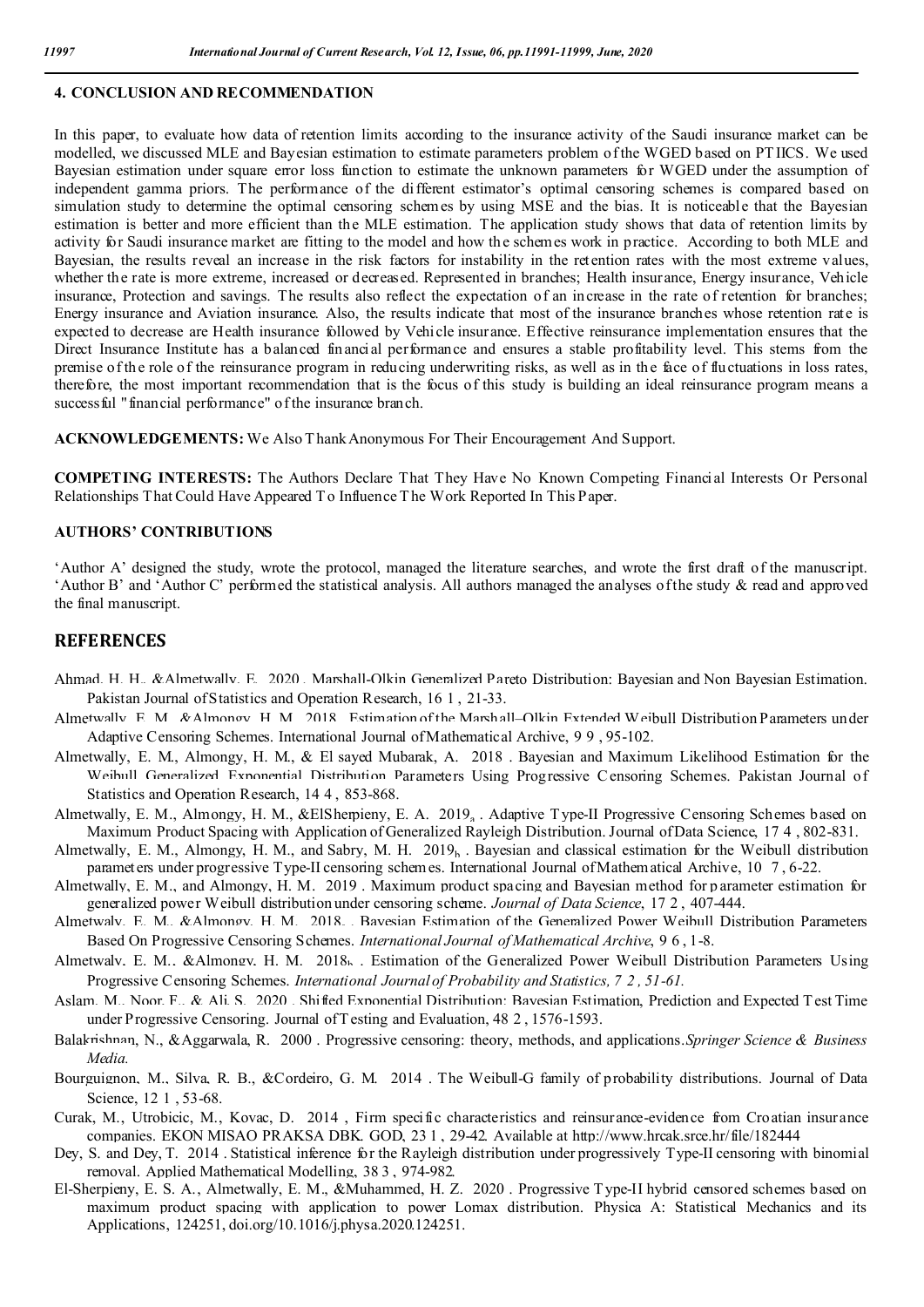## 4. CONCLUSION AND RECOMMENDATION

In this paper, to evaluate how data of retention limits according to the insurance activity of the Saudi insurance market can be modelled, we discussed MLE and Bayesian estimation to estimate parameters problem of the WGED based on PT IICS. We used Bayesian estimation under square error loss function to estimate the unknown parameters for WGED under the assumption of independent gamma priors. The performance of the different estimator's optimal censoring schemes is compared based on simulation study to determine the optimal censoring schemes by using MSE and the bias. It is noticeable that the Bayesian estimation is better and more efficient than the MLE estimation. The application study shows that data of retention limits by activity for Saudi insurance market are fitting to the model and how the schemes work in practice. According to both MLE and Bayesian, the results reveal an increase in the risk factors for instability in the retention rates with the most extreme values, whether the rate is more extreme, increased or decreased. Represented in branches; Health insurance, Energy insurance, Vehicle insurance, Protection and savings. The results also reflect the expectation of an increase in the rate of retention for branches; Energy insurance and Aviation insurance. Also, the results indicate that most of the insurance branches whose retention rate is expected to decrease are Health insurance followed by Vehicle insurance. Effective reinsurance implementation ensures that the Direct Insurance Institute has a balanced financial performance and ensures a stable profitability level. This stems from the premise of the role of the reinsurance program in reducing underwriting risks, as well as in the face of fluctuations in loss rates, therefore, the most important recommendation that is the focus of this study is building an ideal reinsurance program means a successful "financial performance" of the insurance branch.

**ACKNOWLEDGEMENTS:** We Also Thank Anonymous For Their Encouragement And Support.

**COMPETING INTERESTS:** The Authors Declare That They Have No Known Competing Financial Interests Or Personal Relationships That Could Have Appeared To Influence The Work Reported In This Paper.

**AUTHORS' CONTRIBUTIONS**

'Author A' designed the study, wrote the protocol, managed the literature searches, and wrote the first draft of the manuscript. 'Author B' and 'Author C' performed the statistical analysis. All authors managed the analyses of the study & read and approved the final manuscript.

## REFERENCES

Ahmad, H. H., & Almetwally, E. 2020 . Marshall-Olkin Generalized Pareto Distribution: Bayesian and Non Bayesian Estimation. Pakistan Journal of Statistics and Operation Research, 16 1 , 21-33.

Almetwally, E. M., & Almongy, H. M. 2018 . Estimation of the Marshall–Olkin Extended Weibull Distribution Parameters under Adaptive Censoring Schemes. International Journal of Mathematical Archive, 9 9 , 95-102.

Almetwally, E. M., Almongy, H. M., & El sayed Mubarak, A. 2018 . Bayesian and Maximum Likelihood Estimation for the Weibull Generalized Exponential Distribution Parameters Using Progressive Censoring Schemes. Pakistan Journal of Statistics and Operation Research, 14 4 , 853-868.

Almetwally, E. M., Almongy, H. M., &ElSherpieny, E. A. 2019a . Adaptive Type-II Progressive Censoring Schemes based on Maximum Product Spacing with Application of Generalized Rayleigh Distribution. Journal of Data Science, 17 4 , 802-831.

Almetwally, E. M., Almongy, H. M., and Sabry, M. H. 2019b . Bayesian and classical estimation for the Weibull distribution parameters under progressive Type-II censoring schemes. International Journal of Mathematical Archive, 10 7 , 6-22.

Almetwally, E. M., and Almongy, H. M. 2019 . Maximum product spacing and Bayesian method for parameter estimation for generalized power Weibull distribution under censoring scheme. *Journal of Data Science*, 17 2 , 407-444.

Almetwaly, E. M., &Almongy, H. M. 2018a . Bayesian Estimation of the Generalized Power Weibull Distribution Parameters Based On Progressive Censoring Schemes. *International Journal of Mathematical Archive*, 9 6 , 1-8.

Almetwaly, E. M., &Almongy, H. M. 2018b . Estimation of the Generalized Power Weibull Distribution Parameters Using Progressive Censoring Schemes. *International Journal of Probability and Statistics, 7 2 , 51-61.*

Aslam, M., Noor, F., & Ali, S. 2020 . Shifted Exponential Distribution: Bayesian Estimation, Prediction and Expected Test Time under Progressive Censoring. Journal of Testing and Evaluation, 48 2 , 1576-1593.

Balakrishnan, N., &Aggarwala, R. 2000 . Progressive censoring: theory, methods, and applications. *Springer Science & Business Media.*

Bourguignon, M., Silva, R. B., &Cordeiro, G. M. 2014 . The Weibull-G family of probability distributions. Journal of Data Science, 12 1 , 53-68.

Curak, M., Utrobicic, M., Kovac, D. 2014 , Firm specific characteristics and reinsurance-evidence from Croatian insurance companies. EKON MISAO PRAKSA DBK. GOD, 23 1 , 29-42. Available at http://www.hrcak.srce.hr/file/182444

Dey, S. and Dey, T. 2014 . Statistical inference for the Rayleigh distribution under progressively Type-II censoring with binomial removal. Applied Mathematical Modelling, 38 3 , 974-982.

El-Sherpieny, E. S. A., Almetwally, E. M., &Muhammed, H. Z. 2020 . Progressive Type-II hybrid censored schemes based on maximum product spacing with application to power Lomax distribution. Physica A: Statistical Mechanics and its Applications, 124251, doi.org/10.1016/j.physa.2020.124251.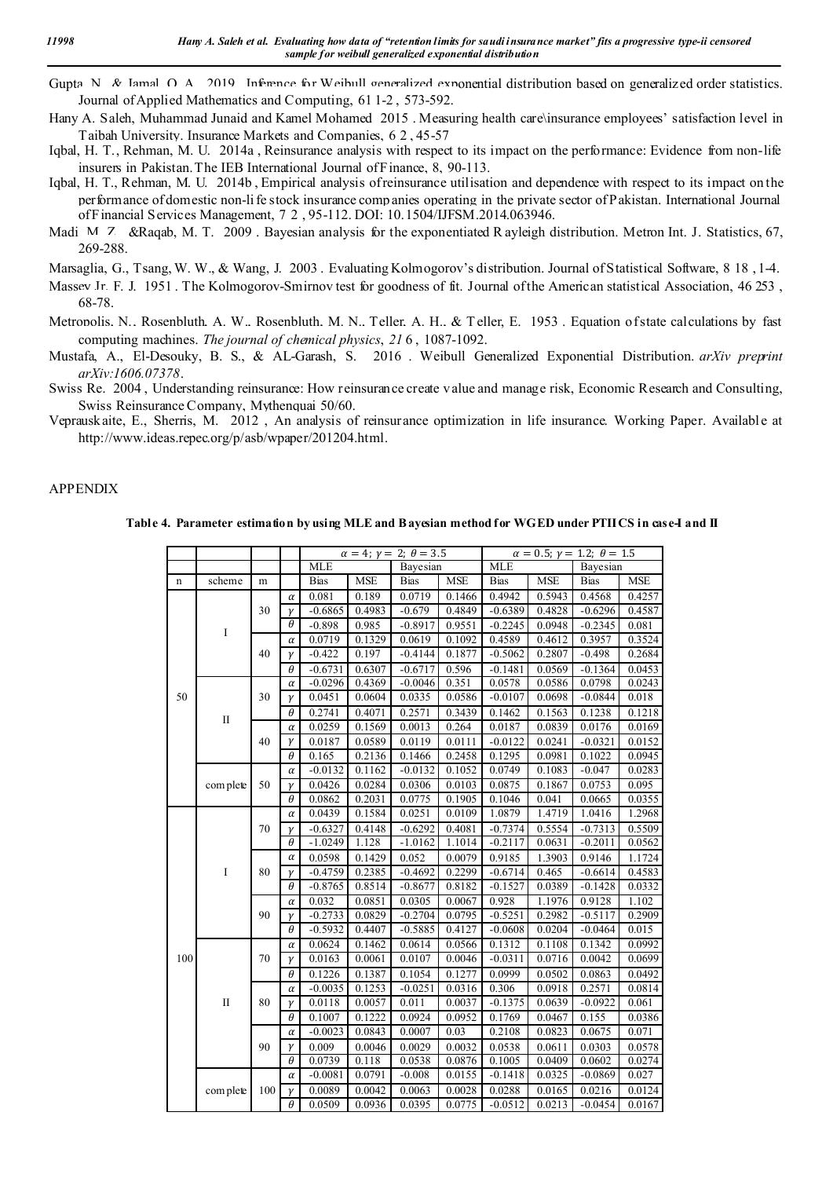Gupta, N. & Jamal, Q. A. 2019. Inference for Weibull generalized exponential distribution based on generalized order statistics. Journal of Applied Mathematics and Computing, 61 1-2, 573-592.

Hany A. Saleh, Muhammad Junaid and Kamel Mohamed 2015. Measuring health care\insurance employees' satisfaction level in Taibah University. Insurance Markets and Companies, 6 2, 45-57

Iqbal, H. T., Rehman, M. U. 2014a, Reinsurance analysis with respect to its impact on the performance: Evidence from non-life insurers in Pakistan. The IEB International Journal of Finance, 8, 90-113.

Iqbal, H. T., Rehman, M. U. 2014b, Empirical analysis of reinsurance utilisation and dependence with respect to its impact on the performance of domestic non-life stock insurance companies operating in the private sector of Pakistan. International Journal of Financial Services Management, 7 2, 95-112. DOI: 10.1504/IJFSM.2014.063946.

Madi, M. Z. &Raqab, M. T. 2009. Bayesian analysis for the exponentiated Rayleigh distribution. Metron Int. J. Statistics, 67, 269-288.

Marsaglia, G., Tsang, W. W., & Wang, J. 2003. Evaluating Kolmogorov's distribution. Journal of Statistical Software, 8 18, 1-4.

Massey Jr, F. J. 1951. The Kolmogorov-Smirnov test for goodness of fit. Journal of the American statistical Association, 46 253, 68-78.

Metropolis, N., Rosenbluth, A. W., Rosenbluth, M. N., Teller, A. H., & Teller, E. 1953. Equation of state calculations by fast computing machines. *The journal of chemical physics*, *21* 6, 1087-1092.

Mustafa, A., El-Desouky, B. S., & AL-Garash, S. 2016. Weibull Generalized Exponential Distribution. *arXiv preprint arXiv:1606.07378*.

Swiss Re. 2004, Understanding reinsurance: How reinsurance create value and manage risk, Economic Research and Consulting, Swiss Reinsurance Company, Mythenquai 50/60.

Veprauskaite, E., Sherris, M. 2012, An analysis of reinsurance optimization in life insurance. Working Paper. Available at http://www.ideas.repec.org/p/asb/wpaper/201204.html.

## APPENDIX

**Table 4. Parameter estimation by using MLE and Bayesian method for WGED under PTIICS in case-I and II**

| | | | | $\alpha=4;\ \gamma=2;\ \theta=3.5$ | | | | $\alpha=0.5;\ \gamma=1.2;\ \theta=1.5$ | | | |
|---|---|---|---|---|---|---|---|---|---|---|---|
| | | | | MLE | | Bayesian | | MLE | | Bayesian | |
| n | scheme | m | | Bias | MSE | Bias | MSE | Bias | MSE | Bias | MSE |
| 50 | I | 30 | $\alpha$ | 0.081 | 0.189 | 0.0719 | 0.1466 | 0.4942 | 0.5943 | 0.4568 | 0.4257 |
| | | | $\gamma$ | -0.6865 | 0.4983 | -0.679 | 0.4849 | -0.6389 | 0.4828 | -0.6296 | 0.4587 |
| | | | $\theta$ | -0.898 | 0.985 | -0.8917 | 0.9551 | -0.2245 | 0.0948 | -0.2345 | 0.081 |
| | | 40 | $\alpha$ | 0.0719 | 0.1329 | 0.0619 | 0.1092 | 0.4589 | 0.4612 | 0.3957 | 0.3524 |
| | | | $\gamma$ | -0.422 | 0.197 | -0.4144 | 0.1877 | -0.5062 | 0.2807 | -0.498 | 0.2684 |
| | | | $\theta$ | -0.6731 | 0.6307 | -0.6717 | 0.596 | -0.1481 | 0.0569 | -0.1364 | 0.0453 |
| | II | 30 | $\alpha$ | -0.0296 | 0.4369 | -0.0046 | 0.351 | 0.0578 | 0.0586 | 0.0798 | 0.0243 |
| | | | $\gamma$ | 0.0451 | 0.0604 | 0.0335 | 0.0586 | -0.0107 | 0.0698 | -0.0844 | 0.018 |
| | | | $\theta$ | 0.2741 | 0.4071 | 0.2571 | 0.3439 | 0.1462 | 0.1563 | 0.1238 | 0.1218 |
| | | 40 | $\alpha$ | 0.0259 | 0.1569 | 0.0013 | 0.264 | 0.0187 | 0.0839 | 0.0176 | 0.0169 |
| | | | $\gamma$ | 0.0187 | 0.0589 | 0.0119 | 0.0111 | -0.0122 | 0.0241 | -0.0321 | 0.0152 |
| | | | $\theta$ | 0.165 | 0.2136 | 0.1466 | 0.2458 | 0.1295 | 0.0981 | 0.1022 | 0.0945 |
| | complete | 50 | $\alpha$ | -0.0132 | 0.1162 | -0.0132 | 0.1052 | 0.0749 | 0.1083 | -0.047 | 0.0283 |
| | | | $\gamma$ | 0.0426 | 0.0284 | 0.0306 | 0.0103 | 0.0875 | 0.1867 | 0.0753 | 0.095 |
| | | | $\theta$ | 0.0862 | 0.2031 | 0.0775 | 0.1905 | 0.1046 | 0.041 | 0.0665 | 0.0355 |
| 100 | I | 70 | $\alpha$ | 0.0439 | 0.1584 | 0.0251 | 0.0109 | 1.0879 | 1.4719 | 1.0416 | 1.2968 |
| | | | $\gamma$ | -0.6327 | 0.4148 | -0.6292 | 0.4081 | -0.7374 | 0.5554 | -0.7313 | 0.5509 |
| | | | $\theta$ | -1.0249 | 1.128 | -1.0162 | 1.1014 | -0.2117 | 0.0631 | -0.2011 | 0.0562 |
| | | 80 | $\alpha$ | 0.0598 | 0.1429 | 0.052 | 0.0079 | 0.9185 | 1.3903 | 0.9146 | 1.1724 |
| | | | $\gamma$ | -0.4759 | 0.2385 | -0.4692 | 0.2299 | -0.6714 | 0.465 | -0.6614 | 0.4583 |
| | | | $\theta$ | -0.8765 | 0.8514 | -0.8677 | 0.8182 | -0.1527 | 0.0389 | -0.1428 | 0.0332 |
| | | 90 | $\alpha$ | 0.032 | 0.0851 | 0.0305 | 0.0067 | 0.928 | 1.1976 | 0.9128 | 1.102 |
| | | | $\gamma$ | -0.2733 | 0.0829 | -0.2704 | 0.0795 | -0.5251 | 0.2982 | -0.5117 | 0.2909 |
| | | | $\theta$ | -0.5932 | 0.4407 | -0.5885 | 0.4127 | -0.0608 | 0.0204 | -0.0464 | 0.015 |
| | II | 70 | $\alpha$ | 0.0624 | 0.1462 | 0.0614 | 0.0566 | 0.1312 | 0.1108 | 0.1342 | 0.0992 |
| | | | $\gamma$ | 0.0163 | 0.0061 | 0.0107 | 0.0046 | -0.0311 | 0.0716 | 0.0042 | 0.0699 |
| | | | $\theta$ | 0.1226 | 0.1387 | 0.1054 | 0.1277 | 0.0999 | 0.0502 | 0.0863 | 0.0492 |
| | | 80 | $\alpha$ | -0.0035 | 0.1253 | -0.0251 | 0.0316 | 0.306 | 0.0918 | 0.2571 | 0.0814 |
| | | | $\gamma$ | 0.0118 | 0.0057 | 0.011 | 0.0037 | -0.1375 | 0.0639 | -0.0922 | 0.061 |
| | | | $\theta$ | 0.1007 | 0.1222 | 0.0924 | 0.0952 | 0.1769 | 0.0467 | 0.155 | 0.0386 |
| | | 90 | $\alpha$ | -0.0023 | 0.0843 | 0.0007 | 0.03 | 0.2108 | 0.0823 | 0.0675 | 0.071 |
| | | | $\gamma$ | 0.009 | 0.0046 | 0.0029 | 0.0032 | 0.0538 | 0.0611 | 0.0303 | 0.0578 |
| | | | $\theta$ | 0.0739 | 0.118 | 0.0538 | 0.0876 | 0.1005 | 0.0409 | 0.0602 | 0.0274 |
| | complete | 100 | $\alpha$ | -0.0081 | 0.0791 | -0.008 | 0.0155 | -0.1418 | 0.0325 | -0.0869 | 0.027 |
| | | | $\gamma$ | 0.0089 | 0.0042 | 0.0063 | 0.0028 | 0.0288 | 0.0165 | 0.0216 | 0.0124 |
| | | | $\theta$ | 0.0509 | 0.0936 | 0.0395 | 0.0775 | -0.0512 | 0.0213 | -0.0454 | 0.0167 |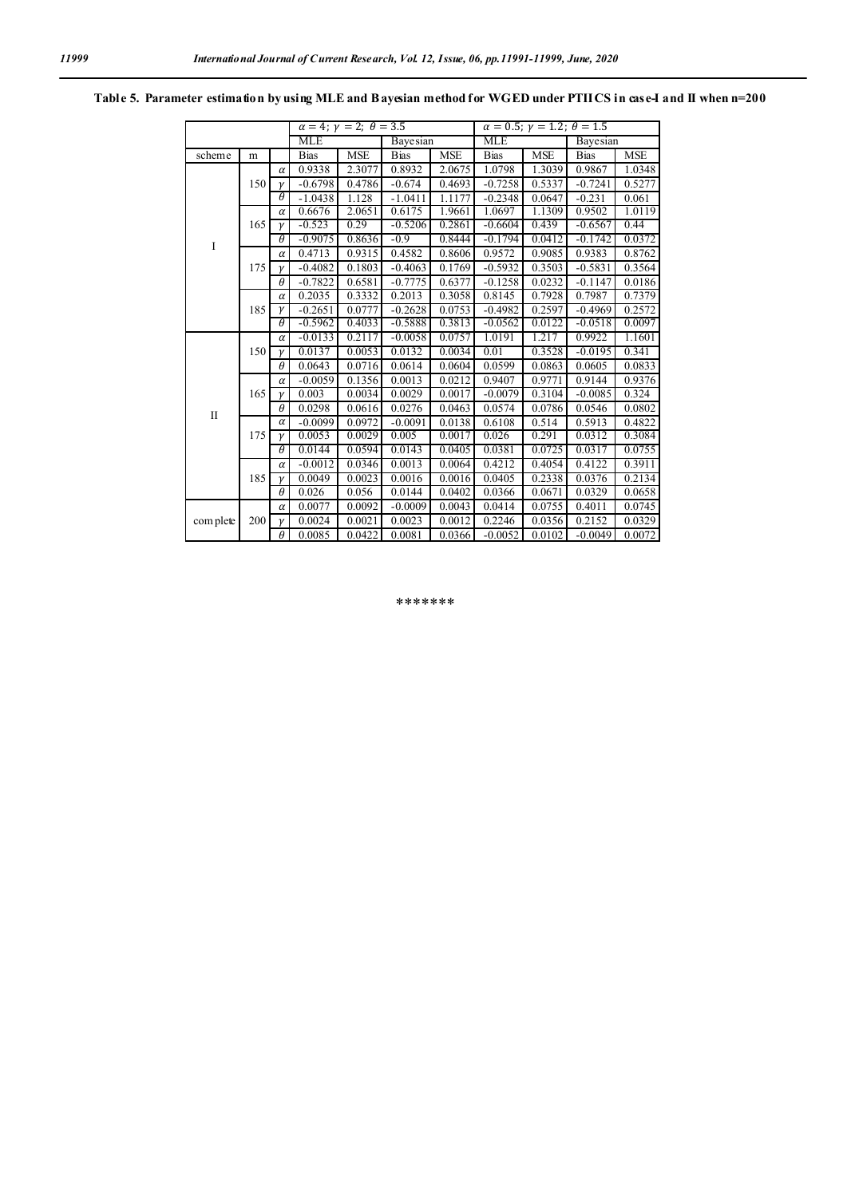**Table 5. Parameter estimation by using MLE and Bayesian method for WGED under PTIICS in case-I and II when n=200**

| | | | $\alpha = 4;\ \gamma = 2;\ \theta = 3.5$ | | | | $\alpha = 0.5;\ \gamma = 1.2;\ \theta = 1.5$ | | | |
|---|---|---|---|---|---|---|---|---|---|---|
| | | | MLE | | Bayesian | | MLE | | Bayesian | |
| scheme | m | | Bias | MSE | Bias | MSE | Bias | MSE | Bias | MSE |
| I | 150 | $\alpha$ | 0.9338 | 2.3077 | 0.8932 | 2.0675 | 1.0798 | 1.3039 | 0.9867 | 1.0348 |
| | | $\gamma$ | -0.6798 | 0.4786 | -0.674 | 0.4693 | -0.7258 | 0.5337 | -0.7241 | 0.5277 |
| | | $\theta$ | -1.0438 | 1.128 | -1.0411 | 1.1177 | -0.2348 | 0.0647 | -0.231 | 0.061 |
| | 165 | $\alpha$ | 0.6676 | 2.0651 | 0.6175 | 1.9661 | 1.0697 | 1.1309 | 0.9502 | 1.0119 |
| | | $\gamma$ | -0.523 | 0.29 | -0.5206 | 0.2861 | -0.6604 | 0.439 | -0.6567 | 0.44 |
| | | $\theta$ | -0.9075 | 0.8636 | -0.9 | 0.8444 | -0.1794 | 0.0412 | -0.1742 | 0.0372 |
| | 175 | $\alpha$ | 0.4713 | 0.9315 | 0.4582 | 0.8606 | 0.9572 | 0.9085 | 0.9383 | 0.8762 |
| | | $\gamma$ | -0.4082 | 0.1803 | -0.4063 | 0.1769 | -0.5932 | 0.3503 | -0.5831 | 0.3564 |
| | | $\theta$ | -0.7822 | 0.6581 | -0.7775 | 0.6377 | -0.1258 | 0.0232 | -0.1147 | 0.0186 |
| | 185 | $\alpha$ | 0.2035 | 0.3332 | 0.2013 | 0.3058 | 0.8145 | 0.7928 | 0.7987 | 0.7379 |
| | | $\gamma$ | -0.2651 | 0.0777 | -0.2628 | 0.0753 | -0.4982 | 0.2597 | -0.4969 | 0.2572 |
| | | $\theta$ | -0.5962 | 0.4033 | -0.5888 | 0.3813 | -0.0562 | 0.0122 | -0.0518 | 0.0097 |
| II | 150 | $\alpha$ | -0.0133 | 0.2117 | -0.0058 | 0.0757 | 1.0191 | 1.217 | 0.9922 | 1.1601 |
| | | $\gamma$ | 0.0137 | 0.0053 | 0.0132 | 0.0034 | 0.01 | 0.3528 | -0.0195 | 0.341 |
| | | $\theta$ | 0.0643 | 0.0716 | 0.0614 | 0.0604 | 0.0599 | 0.0863 | 0.0605 | 0.0833 |
| | 165 | $\alpha$ | -0.0059 | 0.1356 | 0.0013 | 0.0212 | 0.9407 | 0.9771 | 0.9144 | 0.9376 |
| | | $\gamma$ | 0.003 | 0.0034 | 0.0029 | 0.0017 | -0.0079 | 0.3104 | -0.0085 | 0.324 |
| | | $\theta$ | 0.0298 | 0.0616 | 0.0276 | 0.0463 | 0.0574 | 0.0786 | 0.0546 | 0.0802 |
| | 175 | $\alpha$ | -0.0099 | 0.0972 | -0.0091 | 0.0138 | 0.6108 | 0.514 | 0.5913 | 0.4822 |
| | | $\gamma$ | 0.0053 | 0.0029 | 0.005 | 0.0017 | 0.026 | 0.291 | 0.0312 | 0.3084 |
| | | $\theta$ | 0.0144 | 0.0594 | 0.0143 | 0.0405 | 0.0381 | 0.0725 | 0.0317 | 0.0755 |
| | 185 | $\alpha$ | -0.0012 | 0.0346 | 0.0013 | 0.0064 | 0.4212 | 0.4054 | 0.4122 | 0.3911 |
| | | $\gamma$ | 0.0049 | 0.0023 | 0.0016 | 0.0016 | 0.0405 | 0.2338 | 0.0376 | 0.2134 |
| | | $\theta$ | 0.026 | 0.056 | 0.0144 | 0.0402 | 0.0366 | 0.0671 | 0.0329 | 0.0658 |
| complete | 200 | $\alpha$ | 0.0077 | 0.0092 | -0.0009 | 0.0043 | 0.0414 | 0.0755 | 0.4011 | 0.0745 |
| | | $\gamma$ | 0.0024 | 0.0021 | 0.0023 | 0.0012 | 0.2246 | 0.0356 | 0.2152 | 0.0329 |
| | | $\theta$ | 0.0085 | 0.0422 | 0.0081 | 0.0366 | -0.0052 | 0.0102 | -0.0049 | 0.0072 |

*******